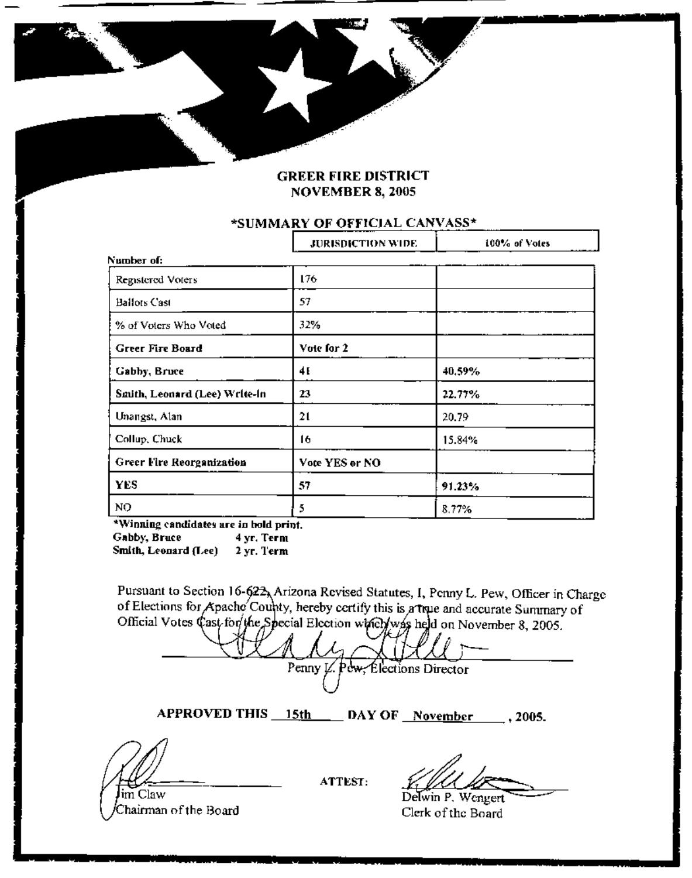# GREER FIRE DISTRICT
## NOVEMBER 8, 2005

### *SUMMARY OF OFFICIAL CANVASS*

| Number of: | JURISDICTION WIDE | 100% of Votes |
|---|---|---|
| Registered Voters | 176 | |
| Ballots Cast | 57 | |
| % of Voters Who Voted | 32% | |
| **Greer Fire Board** | Vote for 2 | |
| **Gabby, Bruce** | **41** | **40.59%** |
| **Smith, Leonard (Lee) Write-In** | **23** | **22.77%** |
| Unangst, Alan | 21 | 20.79 |
| Collup, Chuck | 16 | 15.84% |
| **Greer Fire Reorganization** | Vote YES or NO | |
| **YES** | **57** | **91.23%** |
| NO | 5 | 8.77% |

***Winning candidates are in bold print.**

**Gabby, Bruce** 4 yr. Term

**Smith, Leonard (Lee)** 2 yr. Term

Pursuant to Section 16-622, Arizona Revised Statutes, I, Penny L. Pew, Officer in Charge of Elections for Apache County, hereby certify this is a true and accurate Summary of Official Votes Cast for the Special Election which was held on November 8, 2005.

Penny L. Pew, Elections Director

**APPROVED THIS** 15th **DAY OF** November **, 2005.**

Jim Claw
Chairman of the Board

ATTEST:

Delwin P. Wengert
Clerk of the Board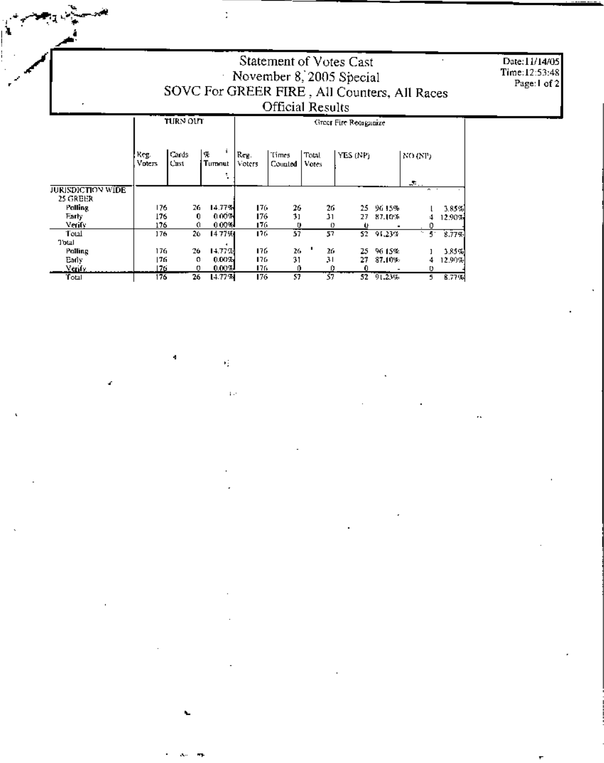# Statement of Votes Cast
## November 8, 2005 Special
## SOVC For GREER FIRE , All Counters, All Races
## Official Results

Date:11/14/05
Time:12:53:48

| | TURN OUT | | | Greer Fire Reorganize | | | | | | |
|---|---|---|---|---|---|---|---|---|---|---|
| | Reg. Voters | Cards Cast | % Turnout | Reg. Voters | Times Counted | Total Votes | YES (NP) | | NO (NP) | |
| **JURISDICTION WIDE** | | | | | | | | | | |
| 25 GREER | | | | | | | | | | |
| Polling | 176 | 26 | 14.77% | 176 | 26 | 26 | 25 | 96.15% | 1 | 3.85% |
| Early | 176 | 0 | 0.00% | 176 | 31 | 31 | 27 | 87.10% | 4 | 12.90% |
| Verify | 176 | 0 | 0.00% | 176 | 0 | 0 | 0 | - | 0 | - |
| Total | 176 | 26 | 14.77% | 176 | 57 | 57 | 52 | 91.23% | 5 | 8.77% |
| Total | | | | | | | | | | |
| Polling | 176 | 26 | 14.77% | 176 | 26 | 26 | 25 | 96.15% | 1 | 3.85% |
| Early | 176 | 0 | 0.00% | 176 | 31 | 31 | 27 | 87.10% | 4 | 12.90% |
| Verify | 176 | 0 | 0.00% | 176 | 0 | 0 | 0 | - | 0 | - |
| Total | 176 | 26 | 14.77% | 176 | 57 | 57 | 52 | 91.23% | 5 | 8.77% |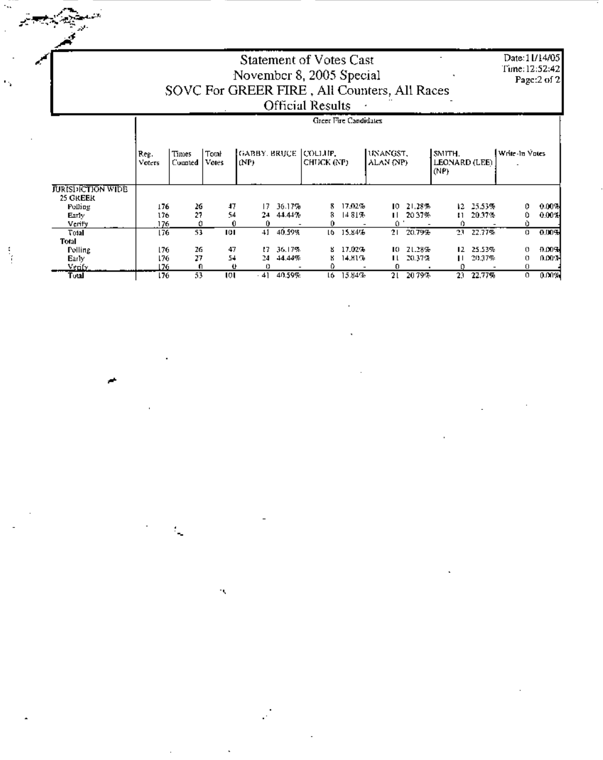# Statement of Votes Cast
## November 8, 2005 Special
## SOVC For GREER FIRE , All Counters, All Races
## Official Results

Date:11/14/05
Time:12:52:42
Page:2 of 2

| | Reg. Voters | Times Counted | Total Votes | Greer Fire Candidates | | | | | | | | | |
|---|---|---|---|---|---|---|---|---|---|---|---|---|---|
| | | | | GABBY, BRUCE (NP) | | COLLUP, CHUCK (NP) | | UNANGST, ALAN (NP) | | SMITH, LEONARD (LEE) (NP) | | Write-In Votes | |
| **JURISDICTION WIDE** | | | | | | | | | | | | | |
| **25 GREER** | | | | | | | | | | | | | |
| Polling | 176 | 26 | 47 | 17 | 36.17% | 8 | 17.02% | 10 | 21.28% | 12 | 25.53% | 0 | 0.00% |
| Early | 176 | 27 | 54 | 24 | 44.44% | 8 | 14.81% | 11 | 20.37% | 11 | 20.37% | 0 | 0.00% |
| Verify | 176 | 0 | 0 | 0 | - | 0 | - | 0 | - | 0 | - | 0 | - |
| Total | 176 | 53 | 101 | 41 | 40.59% | 16 | 15.84% | 21 | 20.79% | 23 | 22.77% | 0 | 0.00% |
| **Total** | | | | | | | | | | | | | |
| Polling | 176 | 26 | 47 | 17 | 36.17% | 8 | 17.02% | 10 | 21.28% | 12 | 25.53% | 0 | 0.00% |
| Early | 176 | 27 | 54 | 24 | 44.44% | 8 | 14.81% | 11 | 20.37% | 11 | 20.37% | 0 | 0.00% |
| Verify | 176 | 0 | 0 | 0 | - | 0 | - | 0 | - | 0 | - | 0 | - |
| Total | 176 | 53 | 101 | 41 | 40.59% | 16 | 15.84% | 21 | 20.79% | 23 | 22.77% | 0 | 0.00% |